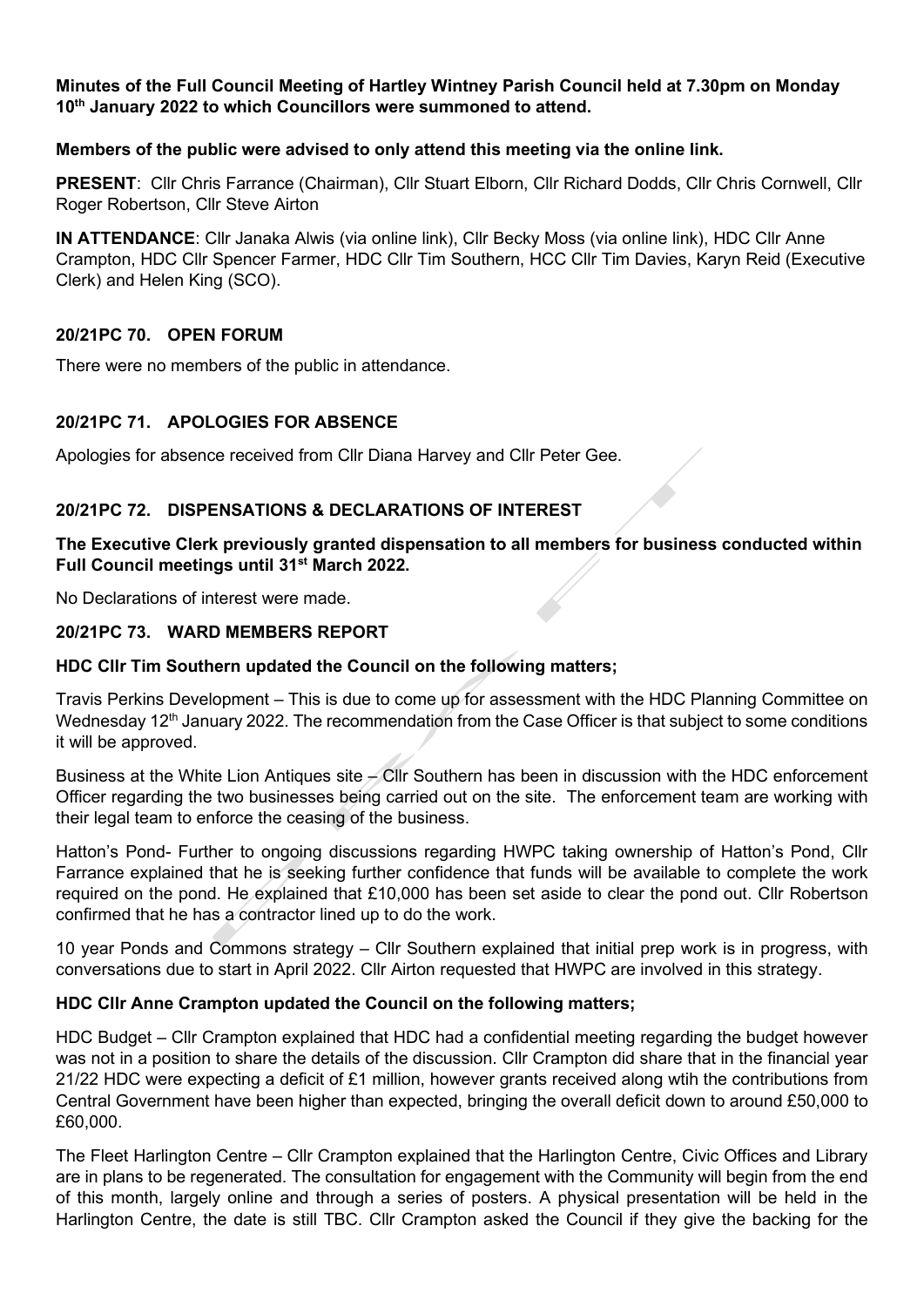**Minutes of the Full Council Meeting of Hartley Wintney Parish Council held at 7.30pm on Monday 10th January 2022 to which Councillors were summoned to attend.**

**Members of the public were advised to only attend this meeting via the online link.**

**PRESENT**: Cllr Chris Farrance (Chairman), Cllr Stuart Elborn, Cllr Richard Dodds, Cllr Chris Cornwell, Cllr Roger Robertson, Cllr Steve Airton

**IN ATTENDANCE**: Cllr Janaka Alwis (via online link), Cllr Becky Moss (via online link), HDC Cllr Anne Crampton, HDC Cllr Spencer Farmer, HDC Cllr Tim Southern, HCC Cllr Tim Davies, Karyn Reid (Executive Clerk) and Helen King (SCO).

### 20/21PC 70. OPEN FORUM

There were no members of the public in attendance.

### 20/21PC 71. APOLOGIES FOR ABSENCE

Apologies for absence received from Cllr Diana Harvey and Cllr Peter Gee.

### 20/21PC 72. DISPENSATIONS & DECLARATIONS OF INTEREST

**The Executive Clerk previously granted dispensation to all members for business conducted within Full Council meetings until 31st March 2022.**

No Declarations of interest were made.

### 20/21PC 73. WARD MEMBERS REPORT

**HDC Cllr Tim Southern updated the Council on the following matters;**

Travis Perkins Development – This is due to come up for assessment with the HDC Planning Committee on Wednesday 12th January 2022. The recommendation from the Case Officer is that subject to some conditions it will be approved.

Business at the White Lion Antiques site – Cllr Southern has been in discussion with the HDC enforcement Officer regarding the two businesses being carried out on the site. The enforcement team are working with their legal team to enforce the ceasing of the business.

Hatton's Pond- Further to ongoing discussions regarding HWPC taking ownership of Hatton's Pond, Cllr Farrance explained that he is seeking further confidence that funds will be available to complete the work required on the pond. He explained that £10,000 has been set aside to clear the pond out. Cllr Robertson confirmed that he has a contractor lined up to do the work.

10 year Ponds and Commons strategy – Cllr Southern explained that initial prep work is in progress, with conversations due to start in April 2022. Cllr Airton requested that HWPC are involved in this strategy.

**HDC Cllr Anne Crampton updated the Council on the following matters;**

HDC Budget – Cllr Crampton explained that HDC had a confidential meeting regarding the budget however was not in a position to share the details of the discussion. Cllr Crampton did share that in the financial year 21/22 HDC were expecting a deficit of £1 million, however grants received along wtih the contributions from Central Government have been higher than expected, bringing the overall deficit down to around £50,000 to £60,000.

The Fleet Harlington Centre – Cllr Crampton explained that the Harlington Centre, Civic Offices and Library are in plans to be regenerated. The consultation for engagement with the Community will begin from the end of this month, largely online and through a series of posters. A physical presentation will be held in the Harlington Centre, the date is still TBC. Cllr Crampton asked the Council if they give the backing for the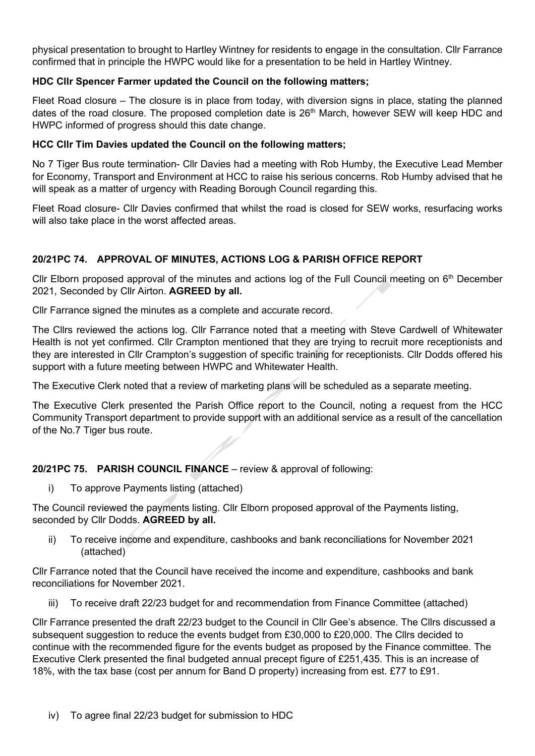physical presentation to brought to Hartley Wintney for residents to engage in the consultation. Cllr Farrance confirmed that in principle the HWPC would like for a presentation to be held in Hartley Wintney.

**HDC Cllr Spencer Farmer updated the Council on the following matters;**

Fleet Road closure – The closure is in place from today, with diversion signs in place, stating the planned dates of the road closure. The proposed completion date is 26th March, however SEW will keep HDC and HWPC informed of progress should this date change.

**HCC Cllr Tim Davies updated the Council on the following matters;**

No 7 Tiger Bus route termination- Cllr Davies had a meeting with Rob Humby, the Executive Lead Member for Economy, Transport and Environment at HCC to raise his serious concerns. Rob Humby advised that he will speak as a matter of urgency with Reading Borough Council regarding this.

Fleet Road closure- Cllr Davies confirmed that whilst the road is closed for SEW works, resurfacing works will also take place in the worst affected areas.

**20/21PC 74. APPROVAL OF MINUTES, ACTIONS LOG & PARISH OFFICE REPORT**

Cllr Elborn proposed approval of the minutes and actions log of the Full Council meeting on 6th December 2021, Seconded by Cllr Airton. **AGREED by all.**

Cllr Farrance signed the minutes as a complete and accurate record.

The Cllrs reviewed the actions log. Cllr Farrance noted that a meeting with Steve Cardwell of Whitewater Health is not yet confirmed. Cllr Crampton mentioned that they are trying to recruit more receptionists and they are interested in Cllr Crampton's suggestion of specific training for receptionists. Cllr Dodds offered his support with a future meeting between HWPC and Whitewater Health.

The Executive Clerk noted that a review of marketing plans will be scheduled as a separate meeting.

The Executive Clerk presented the Parish Office report to the Council, noting a request from the HCC Community Transport department to provide support with an additional service as a result of the cancellation of the No.7 Tiger bus route.

**20/21PC 75. PARISH COUNCIL FINANCE** – review & approval of following:

i) To approve Payments listing (attached)

The Council reviewed the payments listing. Cllr Elborn proposed approval of the Payments listing, seconded by Cllr Dodds. **AGREED by all.**

ii) To receive income and expenditure, cashbooks and bank reconciliations for November 2021 (attached)

Cllr Farrance noted that the Council have received the income and expenditure, cashbooks and bank reconciliations for November 2021.

iii) To receive draft 22/23 budget for and recommendation from Finance Committee (attached)

Cllr Farrance presented the draft 22/23 budget to the Council in Cllr Gee's absence. The Cllrs discussed a subsequent suggestion to reduce the events budget from £30,000 to £20,000. The Cllrs decided to continue with the recommended figure for the events budget as proposed by the Finance committee. The Executive Clerk presented the final budgeted annual precept figure of £251,435. This is an increase of 18%, with the tax base (cost per annum for Band D property) increasing from est. £77 to £91.

iv) To agree final 22/23 budget for submission to HDC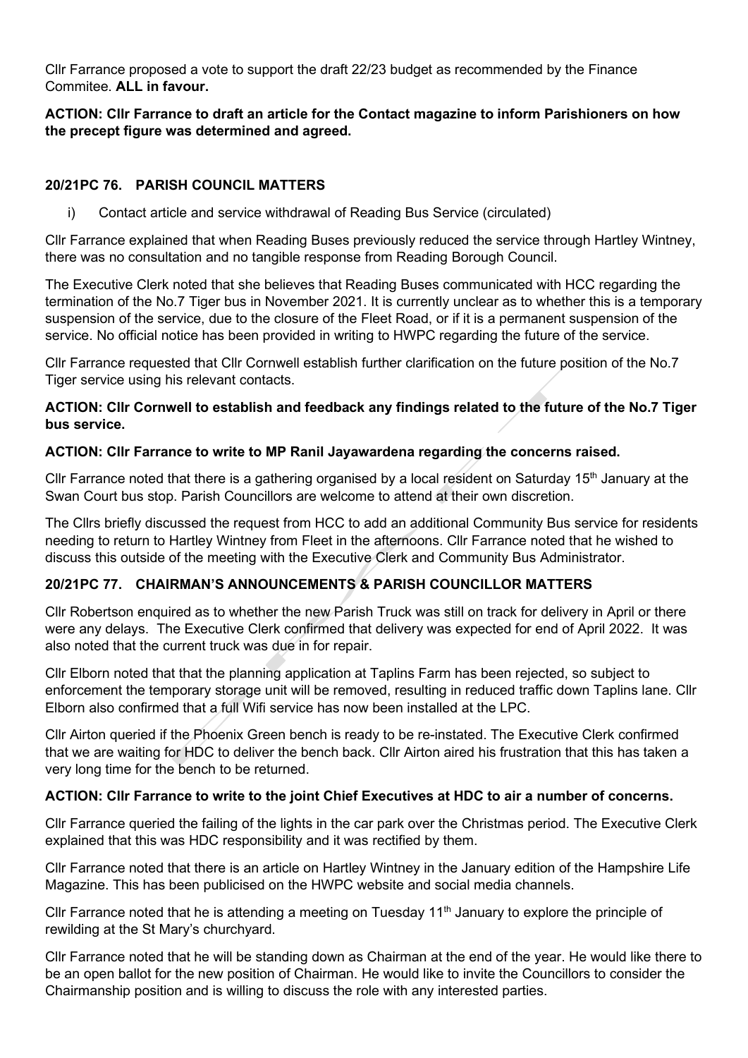Cllr Farrance proposed a vote to support the draft 22/23 budget as recommended by the Finance Commitee. **ALL in favour.**

**ACTION: Cllr Farrance to draft an article for the Contact magazine to inform Parishioners on how the precept figure was determined and agreed.**

## 20/21PC 76. PARISH COUNCIL MATTERS

i) Contact article and service withdrawal of Reading Bus Service (circulated)

Cllr Farrance explained that when Reading Buses previously reduced the service through Hartley Wintney, there was no consultation and no tangible response from Reading Borough Council.

The Executive Clerk noted that she believes that Reading Buses communicated with HCC regarding the termination of the No.7 Tiger bus in November 2021. It is currently unclear as to whether this is a temporary suspension of the service, due to the closure of the Fleet Road, or if it is a permanent suspension of the service. No official notice has been provided in writing to HWPC regarding the future of the service.

Cllr Farrance requested that Cllr Cornwell establish further clarification on the future position of the No.7 Tiger service using his relevant contacts.

**ACTION: Cllr Cornwell to establish and feedback any findings related to the future of the No.7 Tiger bus service.**

**ACTION: Cllr Farrance to write to MP Ranil Jayawardena regarding the concerns raised.**

Cllr Farrance noted that there is a gathering organised by a local resident on Saturday 15th January at the Swan Court bus stop. Parish Councillors are welcome to attend at their own discretion.

The Cllrs briefly discussed the request from HCC to add an additional Community Bus service for residents needing to return to Hartley Wintney from Fleet in the afternoons. Cllr Farrance noted that he wished to discuss this outside of the meeting with the Executive Clerk and Community Bus Administrator.

## 20/21PC 77. CHAIRMAN'S ANNOUNCEMENTS & PARISH COUNCILLOR MATTERS

Cllr Robertson enquired as to whether the new Parish Truck was still on track for delivery in April or there were any delays. The Executive Clerk confirmed that delivery was expected for end of April 2022. It was also noted that the current truck was due in for repair.

Cllr Elborn noted that that the planning application at Taplins Farm has been rejected, so subject to enforcement the temporary storage unit will be removed, resulting in reduced traffic down Taplins lane. Cllr Elborn also confirmed that a full Wifi service has now been installed at the LPC.

Cllr Airton queried if the Phoenix Green bench is ready to be re-instated. The Executive Clerk confirmed that we are waiting for HDC to deliver the bench back. Cllr Airton aired his frustration that this has taken a very long time for the bench to be returned.

**ACTION: Cllr Farrance to write to the joint Chief Executives at HDC to air a number of concerns.**

Cllr Farrance queried the failing of the lights in the car park over the Christmas period. The Executive Clerk explained that this was HDC responsibility and it was rectified by them.

Cllr Farrance noted that there is an article on Hartley Wintney in the January edition of the Hampshire Life Magazine. This has been publicised on the HWPC website and social media channels.

Cllr Farrance noted that he is attending a meeting on Tuesday 11th January to explore the principle of rewilding at the St Mary's churchyard.

Cllr Farrance noted that he will be standing down as Chairman at the end of the year. He would like there to be an open ballot for the new position of Chairman. He would like to invite the Councillors to consider the Chairmanship position and is willing to discuss the role with any interested parties.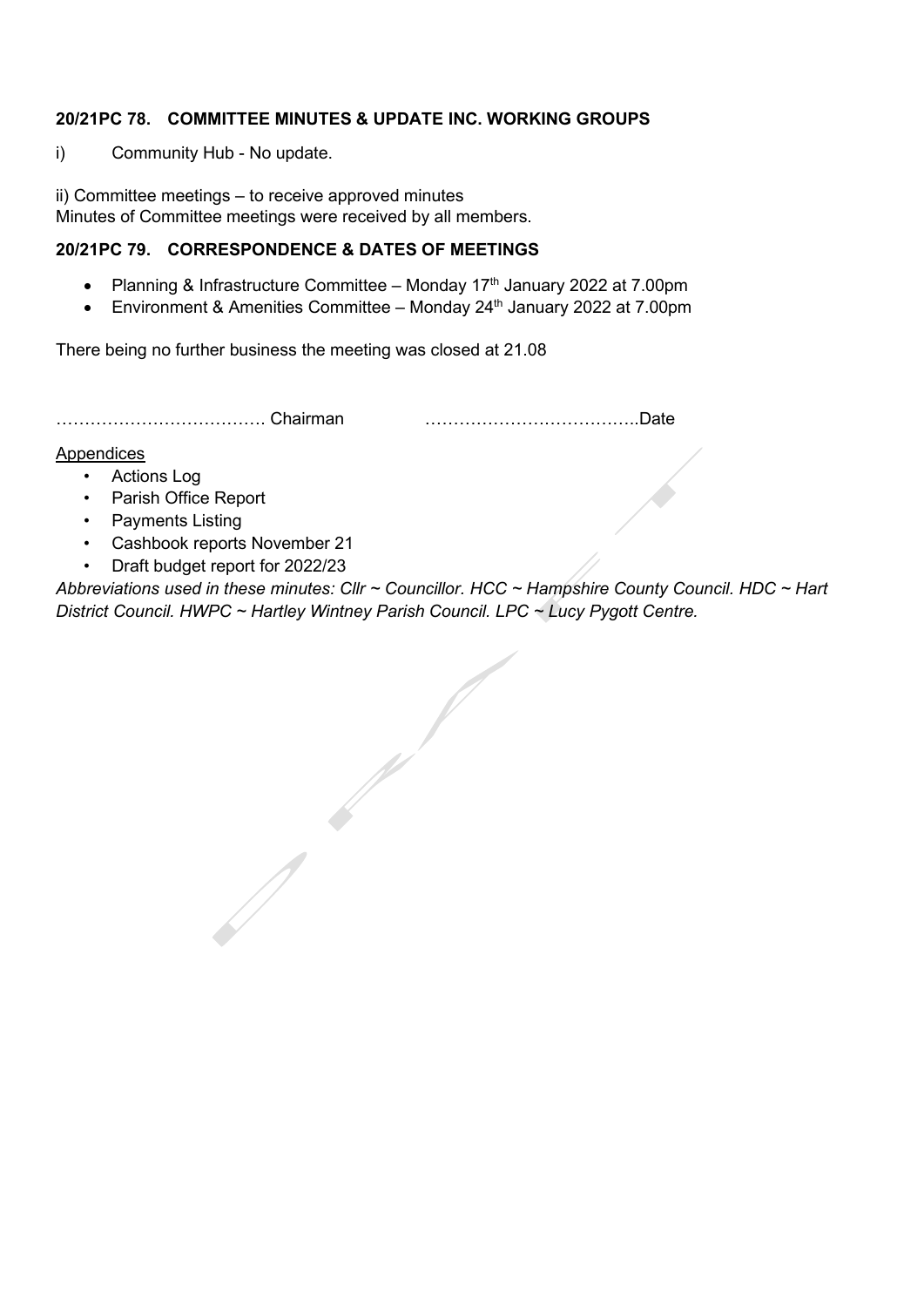### 20/21PC 78. COMMITTEE MINUTES & UPDATE INC. WORKING GROUPS

i) Community Hub - No update.

ii) Committee meetings – to receive approved minutes
Minutes of Committee meetings were received by all members.

### 20/21PC 79. CORRESPONDENCE & DATES OF MEETINGS

- Planning & Infrastructure Committee – Monday 17th January 2022 at 7.00pm
- Environment & Amenities Committee – Monday 24th January 2022 at 7.00pm

There being no further business the meeting was closed at 21.08

………………………………. Chairman ………………………………..Date

Appendices

- Actions Log
- Parish Office Report
- Payments Listing
- Cashbook reports November 21
- Draft budget report for 2022/23

*Abbreviations used in these minutes: Cllr ~ Councillor. HCC ~ Hampshire County Council. HDC ~ Hart District Council. HWPC ~ Hartley Wintney Parish Council. LPC ~ Lucy Pygott Centre.*